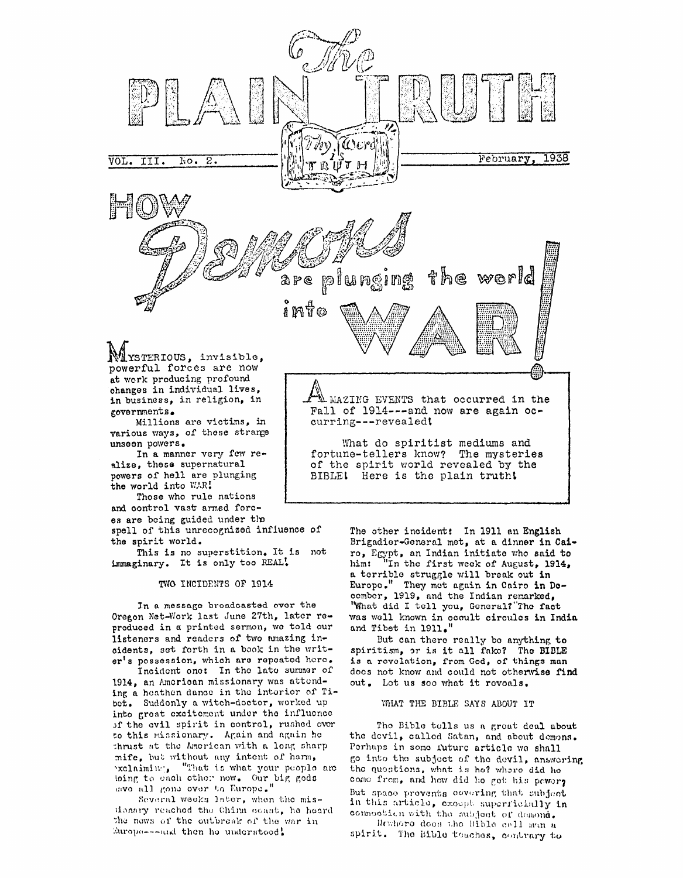# The PLAIN TRUTH

Thy Word is TRUTH

VOL. III. No. 2. February, 1938

# HOW Demons are plunging the world into WAR!

MYSTERIOUS, invisible, powerful forces are now at work producing profound changes in individual lives, in business, in religion, in governments.

Millions are victims, in various ways, of these strange unseen powers.

In a manner very few realize, these supernatural powers of hell are plunging the world into WAR!

Those who rule nations and control vast armed forces are being guided under the spell of this unrecognized influence of the spirit world.

This is no superstition. It is not immaginary. It is only too REAL!

AMAZING EVENTS that occurred in the Fall of 1914---and now are again occurring---revealed!

What do spiritist mediums and fortune-tellers know? The mysteries of the spirit world revealed by the BIBLE! Here is the plain truth!

## TWO INCIDENTS OF 1914

In a message broadcasted over the Oregon Net-Work last June 27th, later reproduced in a printed sermon, we told our listeners and readers of two amazing incidents, set forth in a book in the writer's possession, which are repeated here.

Incident one: In the late summer of 1914, an American missionary was attending a heathen dance in the interior of Tibet. Suddenly a witch-doctor, worked up into great excitement under the influence of the evil spirit in control, rushed over to this missionary. Again and again he thrust at the American with a long sharp knife, but without any intent of harm, exclaiming, "That is what your people are doing to each other now. Our big gods have all gone over to Europe."

Several weeks later, when the missionary reached the China coast, he heard the news of the outbreak of the war in Europe---and then he understood!

The other incident: In 1911 an English Brigadier-General met, at a dinner in Cairo, Egypt, an Indian initiate who said to him: "In the first week of August, 1914, a terrible struggle will break out in Europe." They met again in Cairo in December, 1919, and the Indian remarked, "What did I tell you, General?" The fact was well known in occult circules in India and Tibet in 1911."

But can there really be anything to spiritism, or is it all fake? The BIBLE is a revelation, from God, of things man does not know and could not otherwise find out. Let us see what it reveals.

## WHAT THE BIBLE SAYS ABOUT IT

The Bible tells us a great deal about the devil, called Satan, and about demons. Perhaps in some future article we shall go into the subject of the devil, answering the questions, what is he? where did he come from, and how did he get his power? But space prevents covering that subject in this article, except superficially in connection with the subject of demons.

Nowhere does the Bible call man a spirit. The Bible teaches, contrary to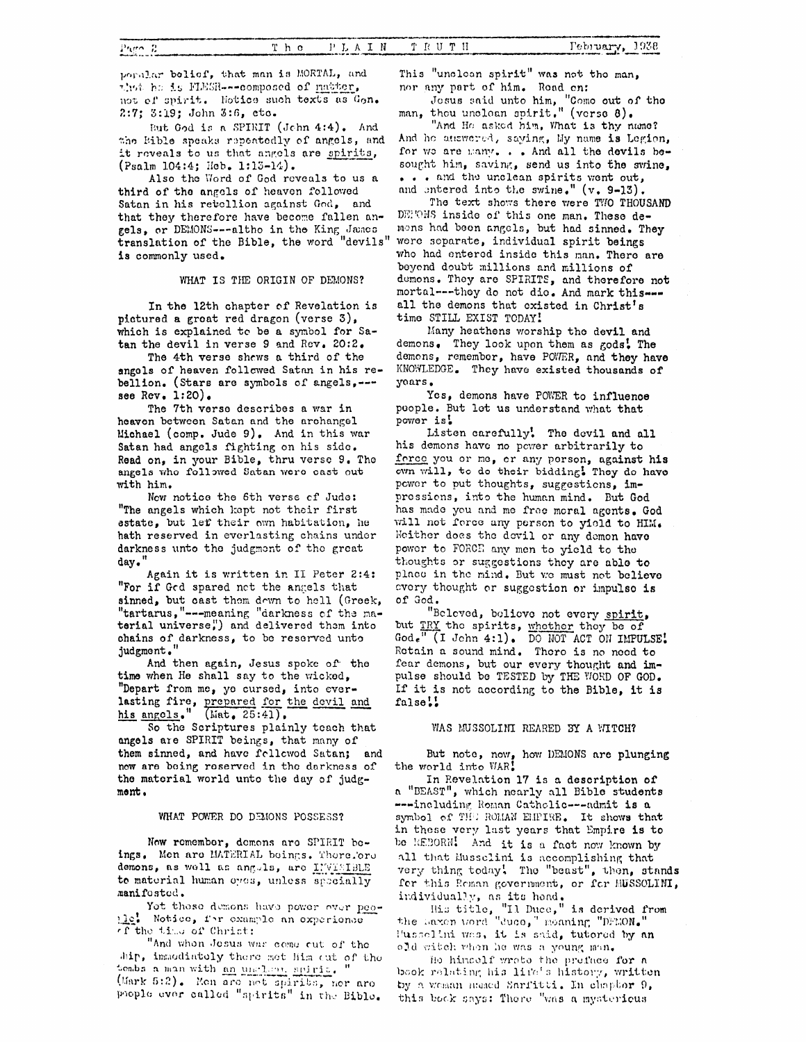popular belief, that man is MORTAL, and that he is FLESH---composed of matter, not of spirit. Notice such texts as Gen. 2:7; 3:19; John 3:6, etc.

But God is a SPIRIT (John 4:4). And the Bible speaks repeatedly of angels, and it reveals to us that angels are spirits, (Psalm 104:4; Heb. 1:13-14).

Also the Word of God reveals to us a third of the angels of heaven followed Satan in his rebellion against God, and that they therefore have become fallen angels, or DEMONS---altho in the King James translation of the Bible, the word "devils" is commonly used.

### WHAT IS THE ORIGIN OF DEMONS?

In the 12th chapter of Revelation is pictured a great red dragon (verse 3), which is explained to be a symbol for Satan the devil in verse 9 and Rev. 20:2.

The 4th verse shews a third of the angels of heaven followed Satan in his rebellion. (Stars are symbols of angels,---see Rev. 1:20).

The 7th verse describes a war in heaven between Satan and the archangel Michael (comp. Jude 9). And in this war Satan had angels fighting on his side. Read on, in your Bible, thru verse 9. The angels who followed Satan were cast out with him.

Now notice the 6th verse of Jude: "The angels which kept not their first estate, but lef their own habitation, he hath reserved in everlasting chains under darkness unto the judgment of the great day."

Again it is written in II Peter 2:4: "For if God spared not the angels that sinned, but cast them down to hell (Greek, "tartarus,"---meaning "darkness of the material universe,") and delivered them into chains of darkness, to be reserved unto judgment."

And then again, Jesus spoke of the time when He shall say to the wicked, "Depart from me, ye cursed, into everlasting fire, prepared for the devil and his angels." (Mat. 25:41).

So the Scriptures plainly teach that angels are SPIRIT beings, that many of them sinned, and have followed Satan; and now are being reserved in the darkness of the material world unto the day of judgment.

### WHAT POWER DO DEMONS POSSESS?

Now remember, demons are SPIRIT beings. Men are MATERIAL beings. Therefore demons, as well as angels, are INVISIBLE to material human eyes, unless specially manifested.

Yet these demons have power over people! Notice, for example an experience of the time of Christ:

"And when Jesus was come out of the ship, immediately there met Him out of the tombs a man with an unclean spirit. " (Mark 5:2). Men are not spirits, nor are people ever called "spirits" in the Bible. This "unclean spirit" was not the man, nor any part of him. Read on:

Jesus said unto him, "Come out of the man, thou unclean spirit," (verse 8).

"And He asked him, What is thy name? And he answered, saying, My name is Legion, for we are many. . . And all the devils besought him, saying, send us into the swine, . . . and the unclean spirits went out, and entered into the swine." (v. 9-13).

The text shows there were TWO THOUSAND DEMONS inside of this one man. These demons had been angels, but had sinned. They were separate, individual spirit beings who had entered inside this man. There are beyond doubt millions and millions of demons. They are SPIRITS, and therefore not mortal---they do not die. And mark this---all the demons that existed in Christ's time STILL EXIST TODAY!

Many heathens worship the devil and demons. They look upon them as gods! The demons, remember, have POWER, and they have KNOWLEDGE. They have existed thousands of years.

Yes, demons have POWER to influence people. But let us understand what that power is!

Listen carefully! The devil and all his demons have no power arbitrarily to force you or me, or any person, against his own will, to do their bidding! They do have power to put thoughts, suggestions, impressions, into the human mind. But God has made you and me free moral agents. God will not force any person to yield to HIM. Neither does the devil or any demon have power to FORCE any men to yield to the thoughts or suggestions they are able to place in the mind. But we must not believe every thought or suggestion or impulse is of God.

"Beloved, believe not every spirit, but TRY the spirits, whether they be of God." (I John 4:1). DO NOT ACT ON IMPULSE! Retain a sound mind. There is no need to fear demons, but our every thought and impulse should be TESTED by THE WORD OF GOD. If it is not according to the Bible, it is false!!

### WAS MUSSOLINI REARED BY A WITCH?

But note, now, how DEMONS are plunging the world into WAR!

In Revelation 17 is a description of a "BEAST", which nearly all Bible students ---including Roman Catholic---admit is a symbol of THE ROMAN EMPIRE. It shows that in these very last years that Empire is to be REBORN! And it is a fact now known by all that Mussolini is accomplishing that very thing today! The "beast", then, stands for this Roman government, or for MUSSOLINI, individually, as its head.

His title, "Il Duce," is derived from the Saxon word "duce," meaning "DEMON." Mussolini was, it is said, tutored by an old witch when he was a young man.

He himself wrote the preface for a book relating his life's history, written by a woman named Sarfitti. In chapter 9, this book says: There "was a mysterious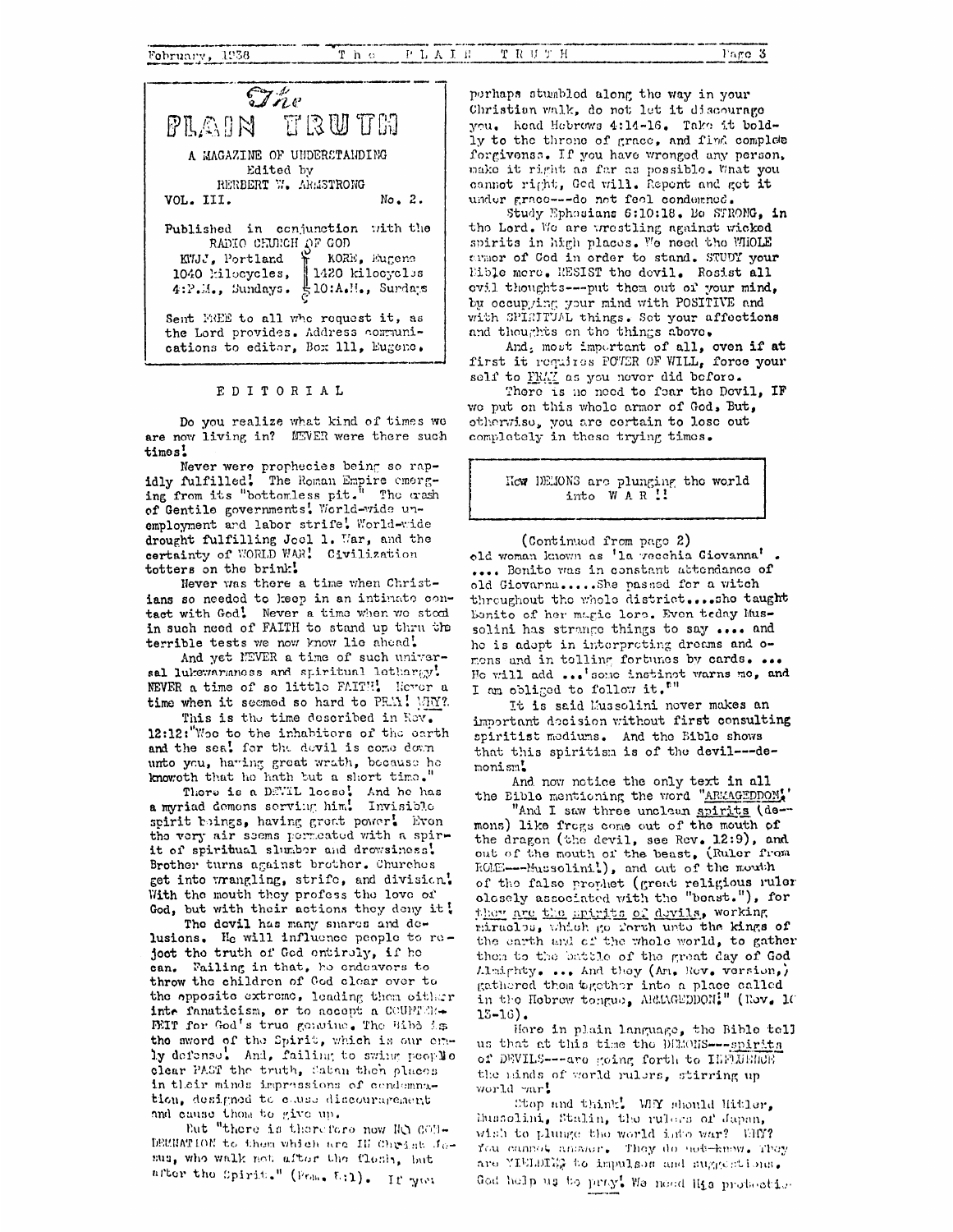# The PLAIN TRUTH

A MAGAZINE OF UNDERSTANDING
Edited by
HERBERT W. ARMSTRONG

VOL. III. No. 2.

Published in conjunction with the RADIO CHURCH OF GOD
KWJJ, Portland — KORE, Eugene
1040 kilocycles, — 1420 kilocycles
4:P.M., Sundays. — 10:A.M., Sundays

Sent FREE to all who request it, as the Lord provides. Address communications to editor, Box 111, Eugene.

## EDITORIAL

Do you realize what kind of times we are now living in? NEVER were there such times!

Never were prophecies being so rapidly fulfilled! The Roman Empire emerging from its "bottomless pit." The crash of Gentile governments! World-wide unemployment and labor strife! World-wide drought fulfilling Joel 1. War, and the certainty of WORLD WAR! Civilization totters on the brink!

Never was there a time when Christians so needed to keep in an intimate contact with God! Never a time when we stood in such need of FAITH to stand up thru the terrible tests we now know lie ahead!

And yet NEVER a time of such universal lukewarmness and spiritual lethargy! NEVER a time of so little FAITH! Never a time when it seemed so hard to PRAY! WHY?

This is the time described in Rev. 12:12:"Woe to the inhabitors of the earth and the sea! for the devil is come down unto you, having great wrath, because he knoweth that he hath but a short time."

There is a DEVIL loose! And he has a myriad demons serving him! Invisible spirit beings, having great power! Even the very air seems permeated with a spirit of spiritual slumber and drowsiness! Brother turns against brother. Churches get into wrangling, strife, and division! With the mouth they profess the love of God, but with their actions they deny it!

The devil has many snares and delusions. He will influence people to reject the truth of God entirely, if he can. Failing in that, he endeavors to throw the children of God clear over to the opposite extreme, leading them either into fanaticism, or to accept a COUNTERFEIT for God's true genuine. The Bible is the sword of the Spirit, which is our only defense! And, failing to swing people clear PAST the truth, Satan then places in their minds impressions of condemnation, designed to cause discouragement and cause them to give up.

But "there is therefore now NO CONDEMNATION to them which are IN Christ Jesus, who walk not after the flesh, but after the Spirit." (Rom. 8:1). If you perhaps stumbled along the way in your Christian walk, do not let it discourage you. Read Hebrews 4:14-16. Take it boldly to the throne of grace, and find complete forgivness. If you have wronged any person, make it right as far as possible. What you cannot right, God will. Repent and get it under grace---do not feel condemned.

Study Ephesians 6:10:18. Be STRONG, in the Lord. We are wrestling against wicked spirits in high places. We need the WHOLE armor of God in order to stand. STUDY your Bible more. RESIST the devil. Resist all evil thoughts---put them out of your mind, by occupying your mind with POSITIVE and with SPIRITUAL things. Set your affections and thoughts on the things above.

And, most important of all, even if at first it requires POWER OF WILL, force your self to PRAY as you never did before.

There is no need to fear the Devil, IF we put on this whole armor of God. But, otherwise, you are certain to lose out completely in these trying times.

---

How DEMONS are plunging the world into WAR!!

(Continued from page 2)

old woman known as 'la vecchia Giovanna' . .... Benito was in constant attendance of old Giovanna.....She passed for a witch throughout the whole district....she taught Benito of her magic lore. Even today Mussolini has strange things to say .... and he is adept in interpreting dreams and omens and in telling fortunes by cards. ... He will add ...'some instinct warns me, and I am obliged to follow it.'"

It is said Mussolini never makes an important decision without first consulting spiritist mediums. And the Bible shows that this spiritism is of the devil---demonism!

And now notice the only text in all the Bible mentioning the word "ARMAGEDDON!"

"And I saw three unclean spirits (demons) like frogs come out of the mouth of the dragon (the devil, see Rev. 12:9), and out of the mouth of the beast, (Ruler from ROME---Mussolini!), and out of the mouth of the false prophet (great religious ruler closely associated with the "beast."), for they are the spirits of devils, working miracles, which go forth unto the kings of the earth and of the whole world, to gather them to the battle of the great day of God Almighty. ... And they (Am. Rev. version,) gathered them together into a place called in the Hebrew tongue, ARMAGEDDON!" (Rev. 16: 13-16).

Here in plain language, the Bible tells us that at this time the DEMONS---spirits of DEVILS---are going forth to INFLUENCE the minds of world rulers, stirring up world war!

Stop and think! WHY should Hitler, Mussolini, Stalin, the rulers of Japan, wish to plunge the world into war? WHY? You cannot answer. They do not know. They are YIELDING to impulses and suggestions. God help us to pray! We need His protectio-